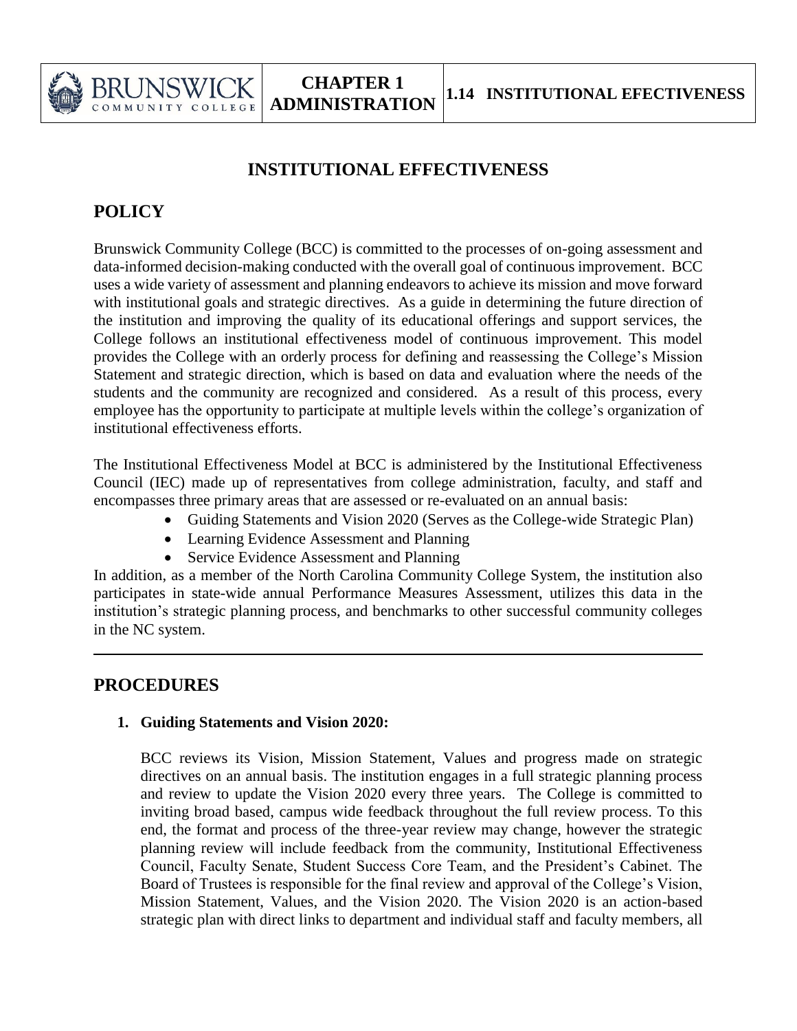# INSTITUTIONAL EFFECTIVENESS

## POLICY

Brunswick Community College (BCC) is committed to the processes of on-going assessment and data-informed decision-making conducted with the overall goal of continuous improvement. BCC uses a wide variety of assessment and planning endeavors to achieve its mission and move forward with institutional goals and strategic directives. As a guide in determining the future direction of the institution and improving the quality of its educational offerings and support services, the College follows an institutional effectiveness model of continuous improvement. This model provides the College with an orderly process for defining and reassessing the College's Mission Statement and strategic direction, which is based on data and evaluation where the needs of the students and the community are recognized and considered. As a result of this process, every employee has the opportunity to participate at multiple levels within the college's organization of institutional effectiveness efforts.

The Institutional Effectiveness Model at BCC is administered by the Institutional Effectiveness Council (IEC) made up of representatives from college administration, faculty, and staff and encompasses three primary areas that are assessed or re-evaluated on an annual basis:

- Guiding Statements and Vision 2020 (Serves as the College-wide Strategic Plan)
- Learning Evidence Assessment and Planning
- Service Evidence Assessment and Planning

In addition, as a member of the North Carolina Community College System, the institution also participates in state-wide annual Performance Measures Assessment, utilizes this data in the institution's strategic planning process, and benchmarks to other successful community colleges in the NC system.

---

## PROCEDURES

1. **Guiding Statements and Vision 2020:**

   BCC reviews its Vision, Mission Statement, Values and progress made on strategic directives on an annual basis. The institution engages in a full strategic planning process and review to update the Vision 2020 every three years. The College is committed to inviting broad based, campus wide feedback throughout the full review process. To this end, the format and process of the three-year review may change, however the strategic planning review will include feedback from the community, Institutional Effectiveness Council, Faculty Senate, Student Success Core Team, and the President's Cabinet. The Board of Trustees is responsible for the final review and approval of the College's Vision, Mission Statement, Values, and the Vision 2020. The Vision 2020 is an action-based strategic plan with direct links to department and individual staff and faculty members, all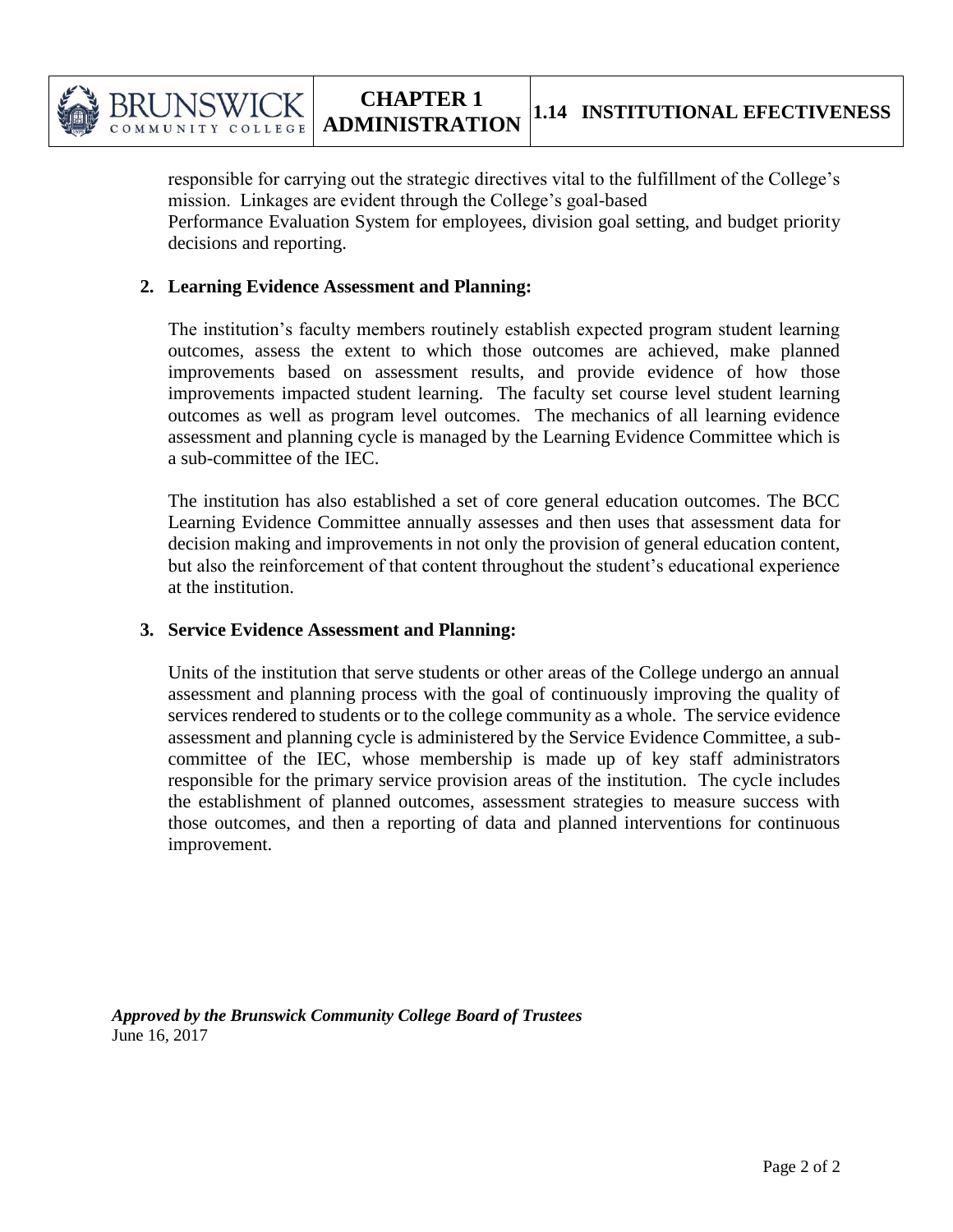responsible for carrying out the strategic directives vital to the fulfillment of the College's mission. Linkages are evident through the College's goal-based Performance Evaluation System for employees, division goal setting, and budget priority decisions and reporting.

2. **Learning Evidence Assessment and Planning:**

   The institution's faculty members routinely establish expected program student learning outcomes, assess the extent to which those outcomes are achieved, make planned improvements based on assessment results, and provide evidence of how those improvements impacted student learning. The faculty set course level student learning outcomes as well as program level outcomes. The mechanics of all learning evidence assessment and planning cycle is managed by the Learning Evidence Committee which is a sub-committee of the IEC.

   The institution has also established a set of core general education outcomes. The BCC Learning Evidence Committee annually assesses and then uses that assessment data for decision making and improvements in not only the provision of general education content, but also the reinforcement of that content throughout the student's educational experience at the institution.

3. **Service Evidence Assessment and Planning:**

   Units of the institution that serve students or other areas of the College undergo an annual assessment and planning process with the goal of continuously improving the quality of services rendered to students or to the college community as a whole. The service evidence assessment and planning cycle is administered by the Service Evidence Committee, a sub-committee of the IEC, whose membership is made up of key staff administrators responsible for the primary service provision areas of the institution. The cycle includes the establishment of planned outcomes, assessment strategies to measure success with those outcomes, and then a reporting of data and planned interventions for continuous improvement.

***Approved by the Brunswick Community College Board of Trustees***
June 16, 2017